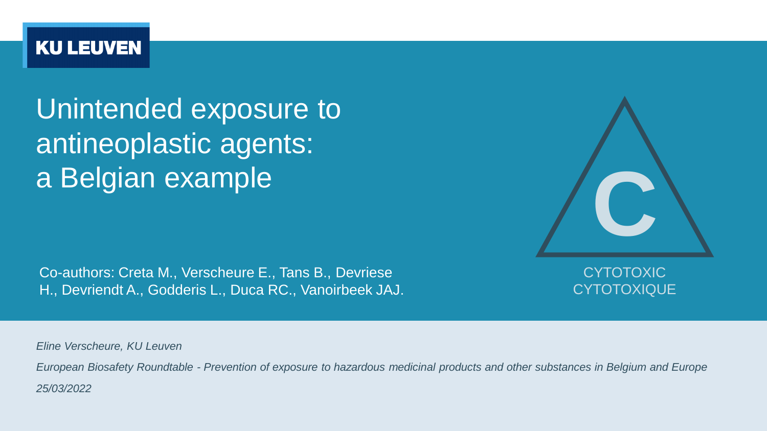KU LEUVEN

# Unintended exposure to antineoplastic agents: a Belgian example

Co-authors: Creta M., Verscheure E., Tans B., Devriese H., Devriendt A., Godderis L., Duca RC., Vanoirbeek JAJ.

C

CYTOTOXIC
CYTOTOXIQUE

*Eline Verscheure, KU Leuven*

*European Biosafety Roundtable - Prevention of exposure to hazardous medicinal products and other substances in Belgium and Europe*

*25/03/2022*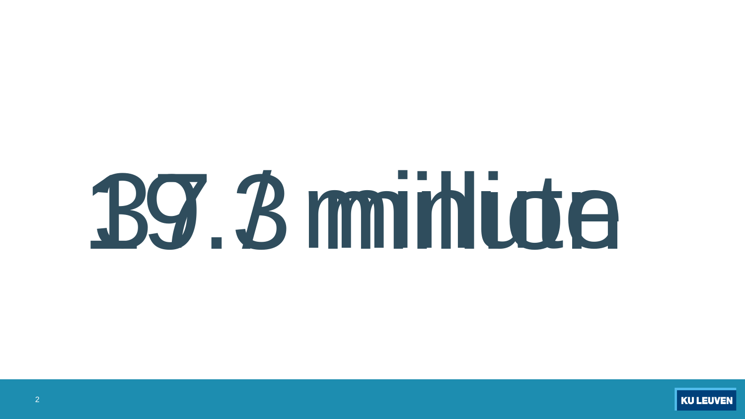137.3 million

39/2 minute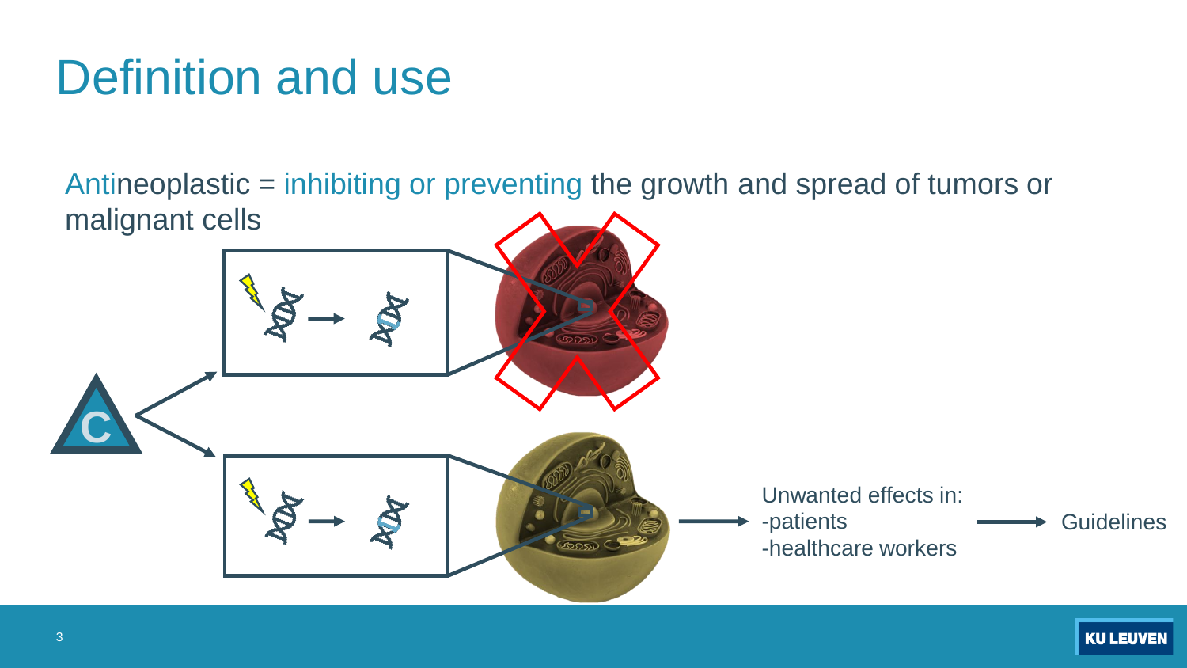# Definition and use

Antineoplastic = inhibiting or preventing the growth and spread of tumors or malignant cells

Unwanted effects in:
- patients
- healthcare workers

Guidelines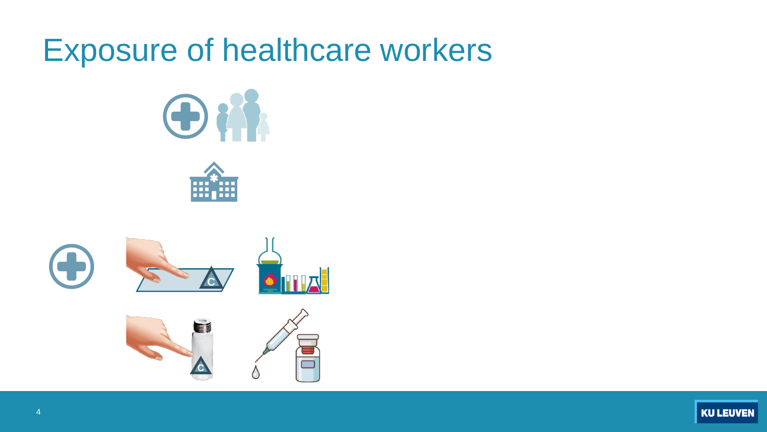# Exposure of healthcare workers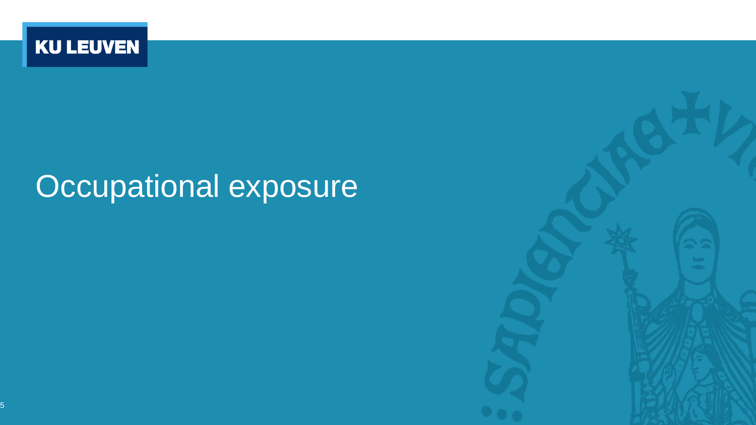# Occupational exposure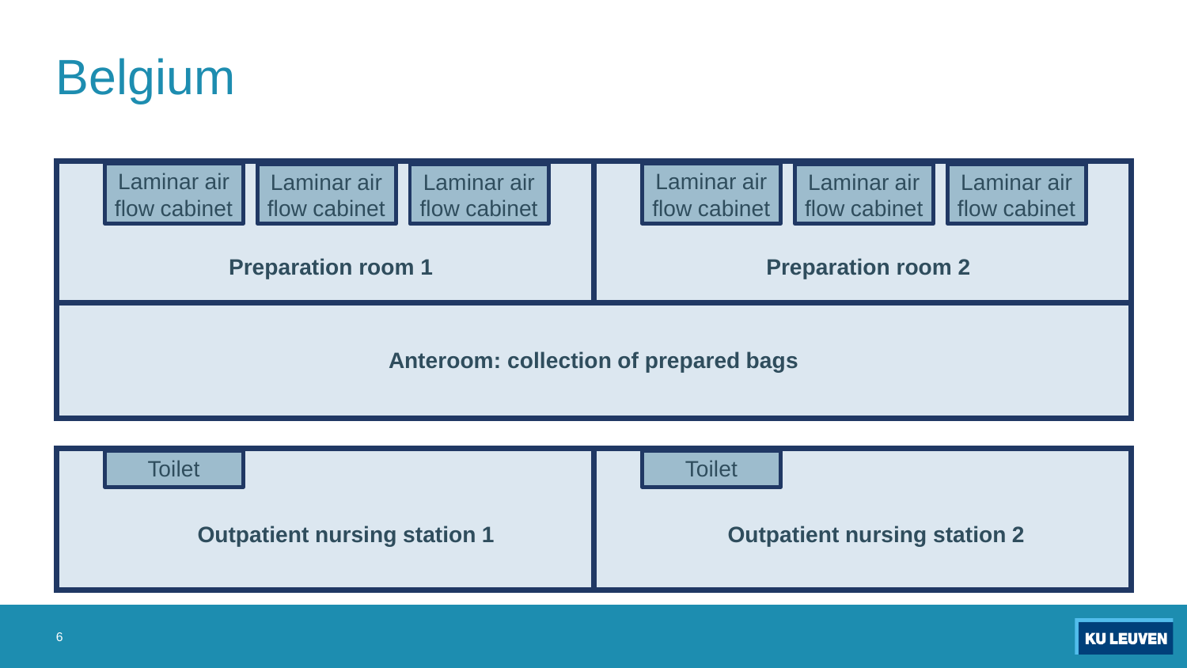# Belgium

Laminar air flow cabinet | Laminar air flow cabinet | Laminar air flow cabinet

**Preparation room 1**

Laminar air flow cabinet | Laminar air flow cabinet | Laminar air flow cabinet

**Preparation room 2**

**Anteroom: collection of prepared bags**

Toilet

**Outpatient nursing station 1**

Toilet

**Outpatient nursing station 2**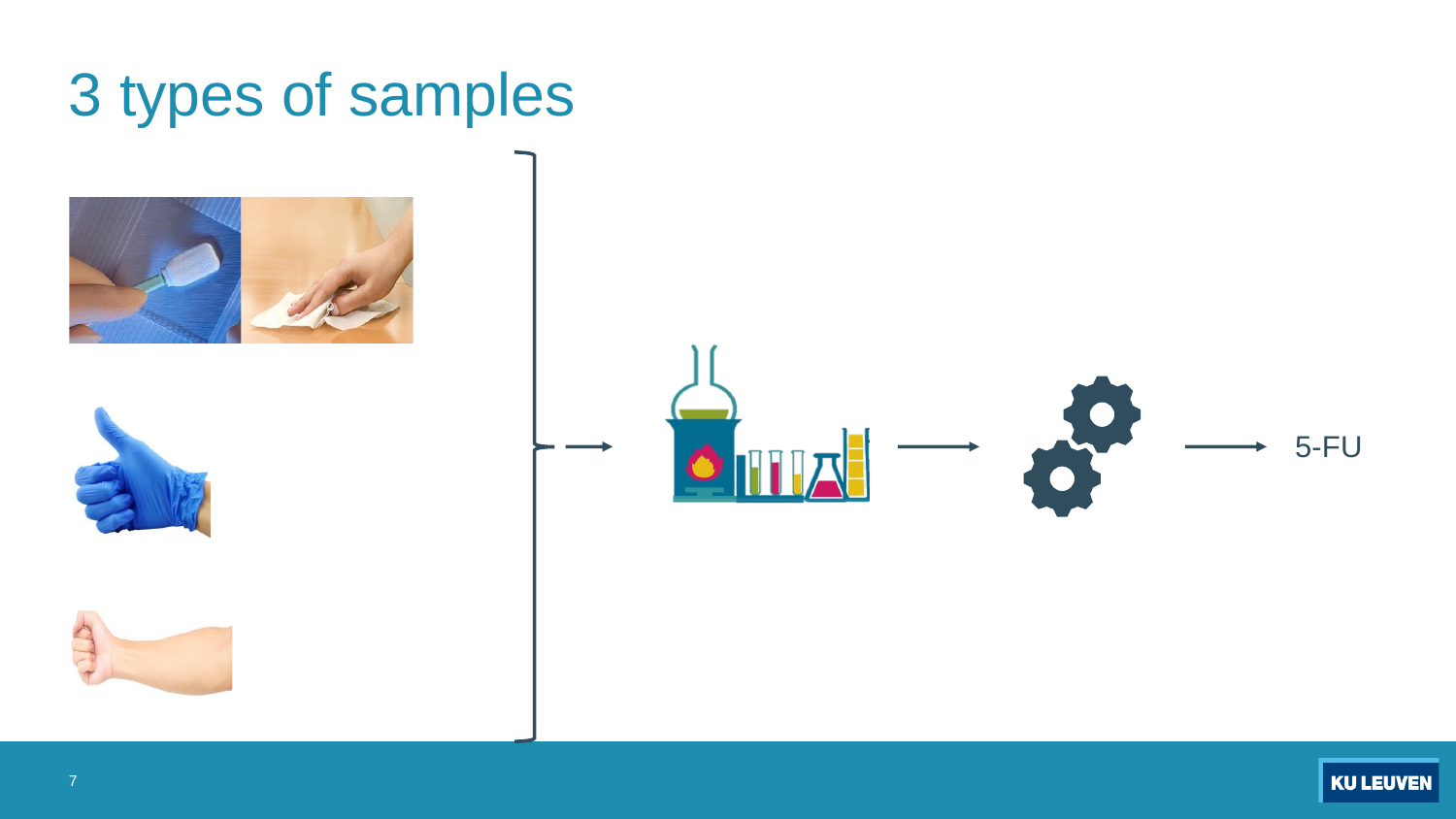# 3 types of samples

5-FU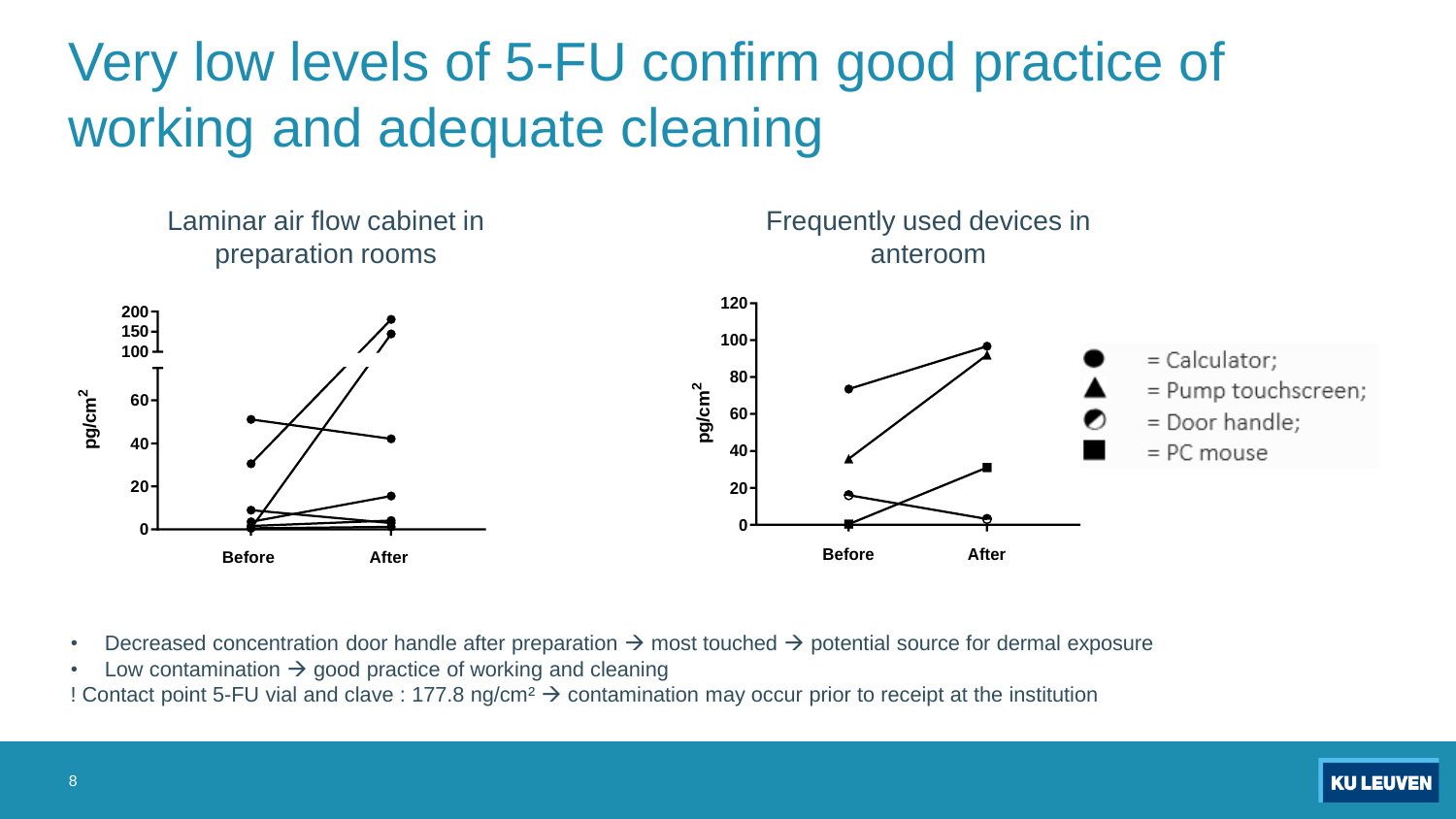# Very low levels of 5-FU confirm good practice of working and adequate cleaning

Laminar air flow cabinet in preparation rooms

Frequently used devices in anteroom

- = Calculator;
- = Pump touchscreen;
- = Door handle;
- = PC mouse

- Decreased concentration door handle after preparation → most touched → potential source for dermal exposure
- Low contamination → good practice of working and cleaning

! Contact point 5-FU vial and clave : 177.8 ng/cm² → contamination may occur prior to receipt at the institution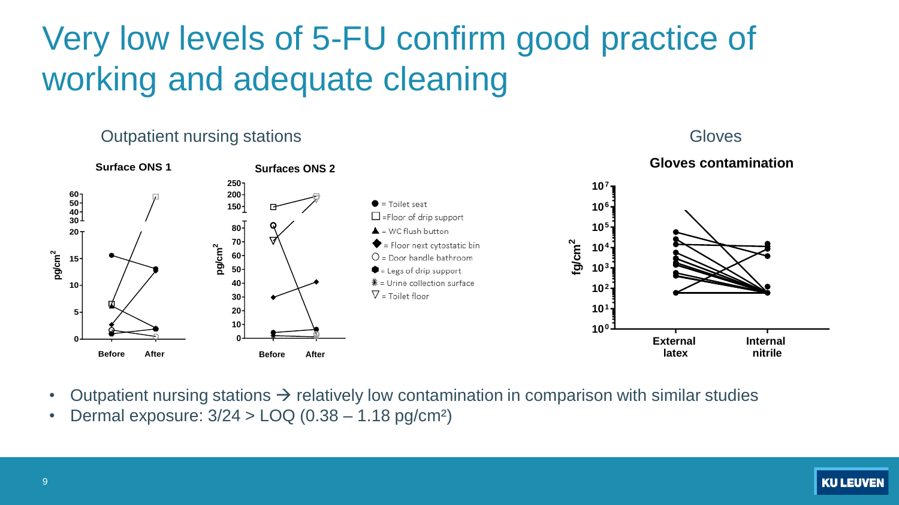# Very low levels of 5-FU confirm good practice of working and adequate cleaning

Outpatient nursing stations

**Surface ONS 1**

**Surfaces ONS 2**

● = Toilet seat
□ =Floor of drip support
▲ = WC flush button
◆ = Floor next cytostatic bin
○ = Door handle bathroom
⬢ = Legs of drip support
⁂ = Urine collection surface
▽ = Toilet floor

Gloves

**Gloves contamination**

- Outpatient nursing stations → relatively low contamination in comparison with similar studies
- Dermal exposure: 3/24 > LOQ (0.38 – 1.18 pg/cm²)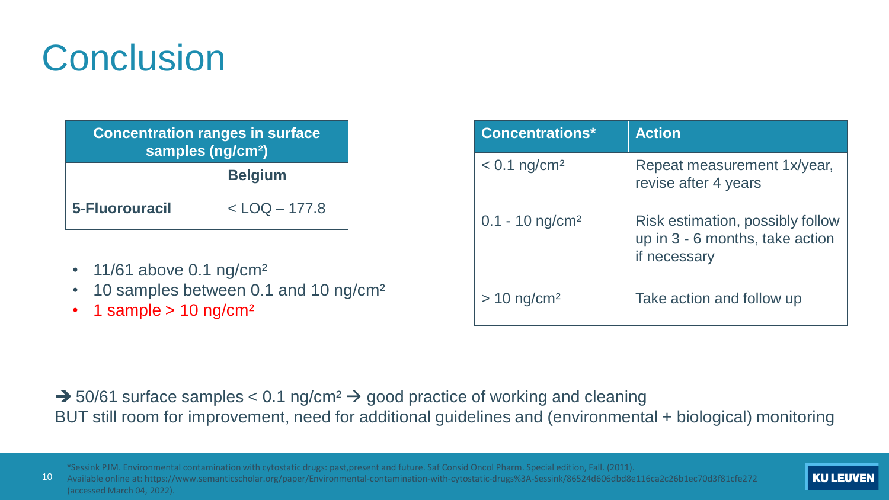# Conclusion

| Concentration ranges in surface samples (ng/cm²) | |
|---|---|
| | **Belgium** |
| **5-Fluorouracil** | < LOQ – 177.8 |

- 11/61 above 0.1 ng/cm²
- 10 samples between 0.1 and 10 ng/cm²
- 1 sample > 10 ng/cm²

| Concentrations* | Action |
|---|---|
| < 0.1 ng/cm² | Repeat measurement 1x/year, revise after 4 years |
| 0.1 - 10 ng/cm² | Risk estimation, possibly follow up in 3 - 6 months, take action if necessary |
| > 10 ng/cm² | Take action and follow up |

➔ 50/61 surface samples < 0.1 ng/cm² → good practice of working and cleaning
BUT still room for improvement, need for additional guidelines and (environmental + biological) monitoring

*Sessink PJM. Environmental contamination with cytostatic drugs: past,present and future. Saf Consid Oncol Pharm. Special edition, Fall. (2011). Available online at: https://www.semanticscholar.org/paper/Environmental-contamination-with-cytostatic-drugs%3A-Sessink/86524d606dbd8e116ca2c26b1ec70d3f81cfe272 (accessed March 04, 2022).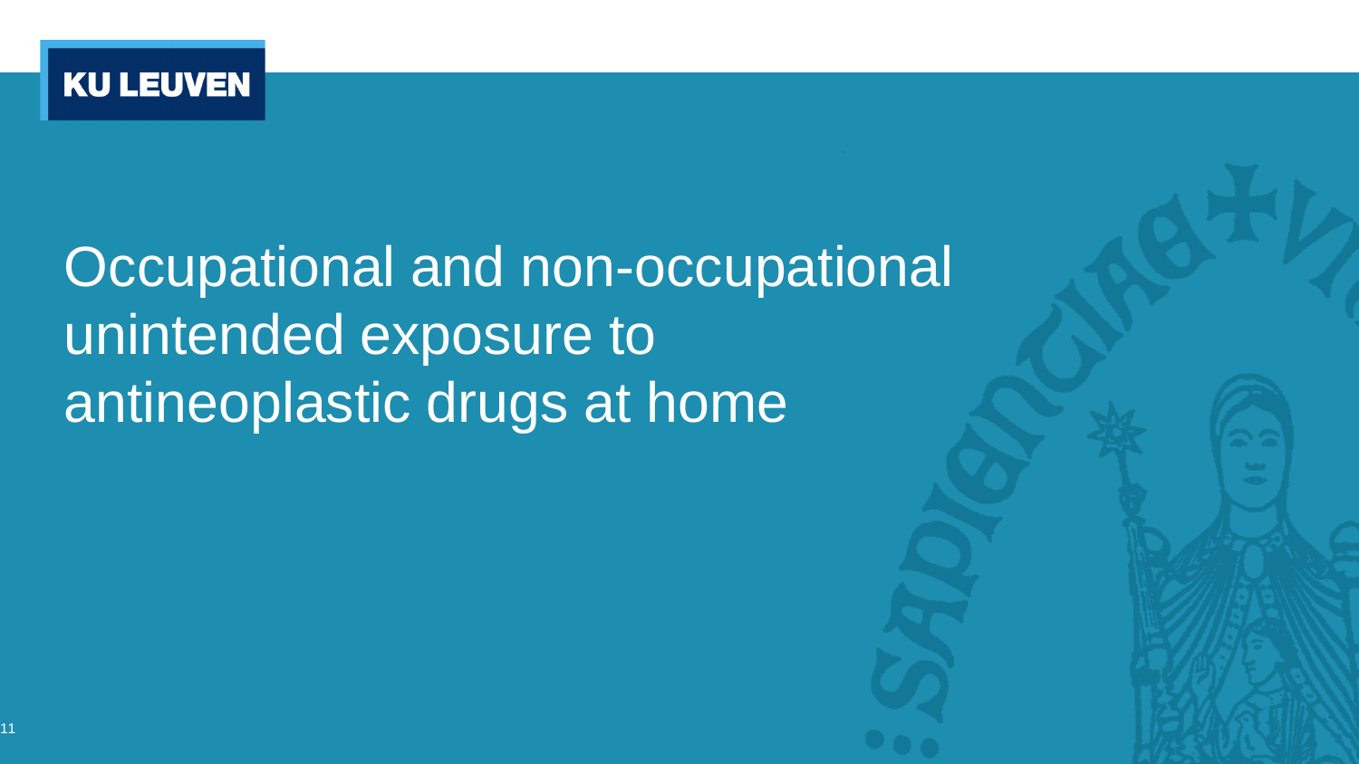# Occupational and non-occupational unintended exposure to antineoplastic drugs at home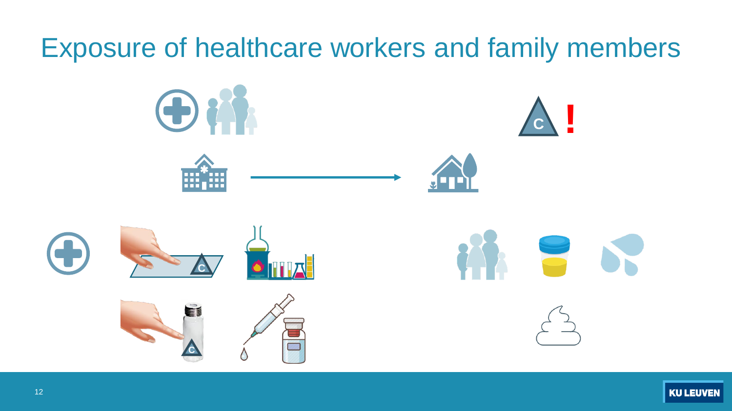# Exposure of healthcare workers and family members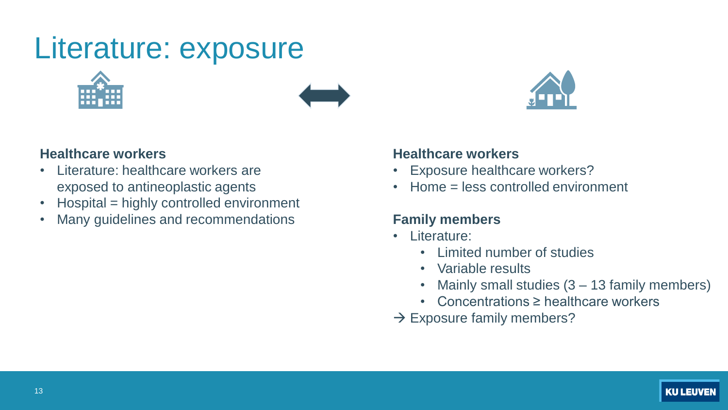# Literature: exposure

**Healthcare workers**

- Literature: healthcare workers are exposed to antineoplastic agents
- Hospital = highly controlled environment
- Many guidelines and recommendations

**Healthcare workers**

- Exposure healthcare workers?
- Home = less controlled environment

**Family members**

- Literature:
  - Limited number of studies
  - Variable results
  - Mainly small studies (3 – 13 family members)
  - Concentrations ≥ healthcare workers

→ Exposure family members?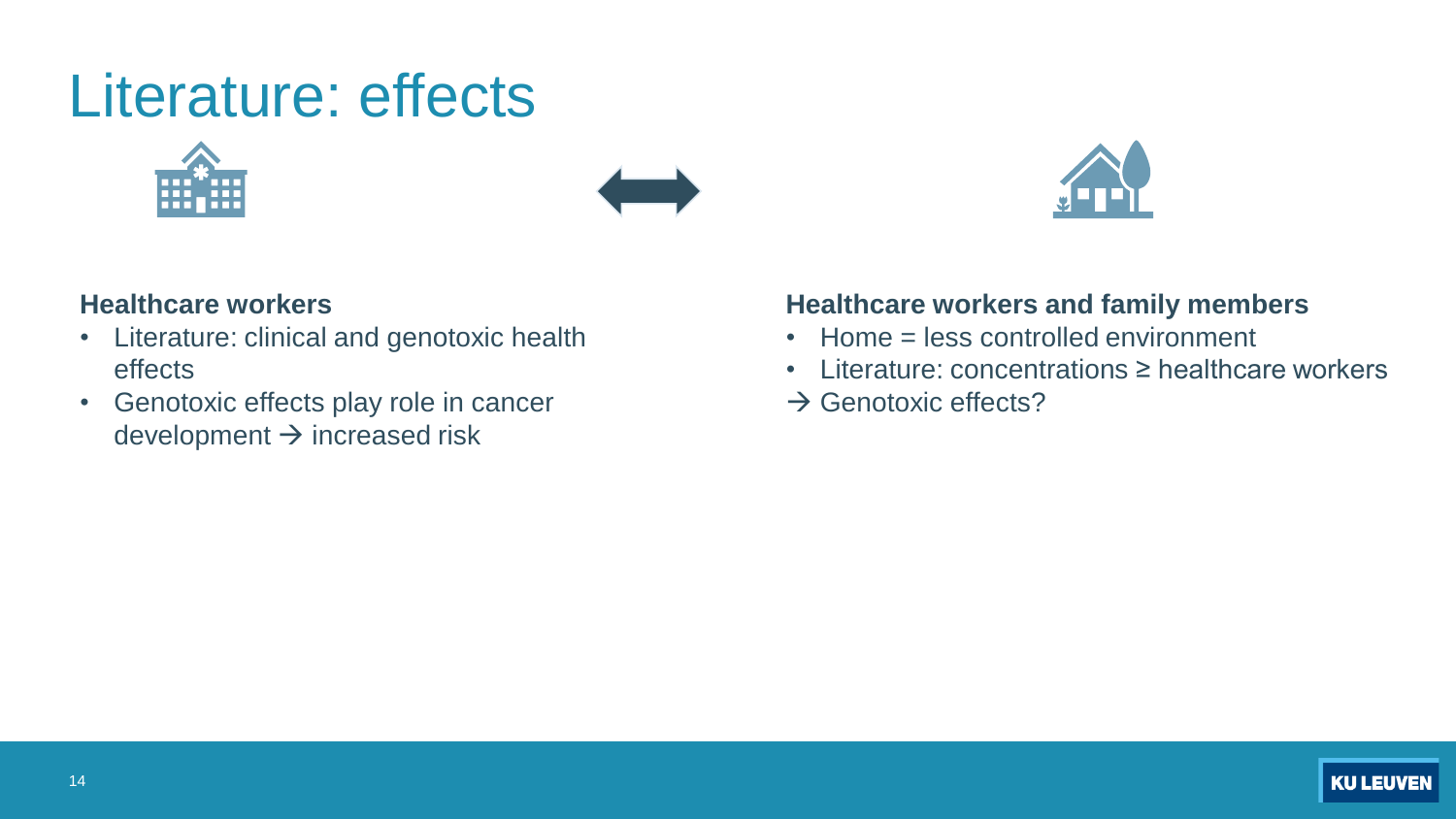# Literature: effects

**Healthcare workers**

- Literature: clinical and genotoxic health effects
- Genotoxic effects play role in cancer development → increased risk

**Healthcare workers and family members**

- Home = less controlled environment
- Literature: concentrations ≥ healthcare workers

→ Genotoxic effects?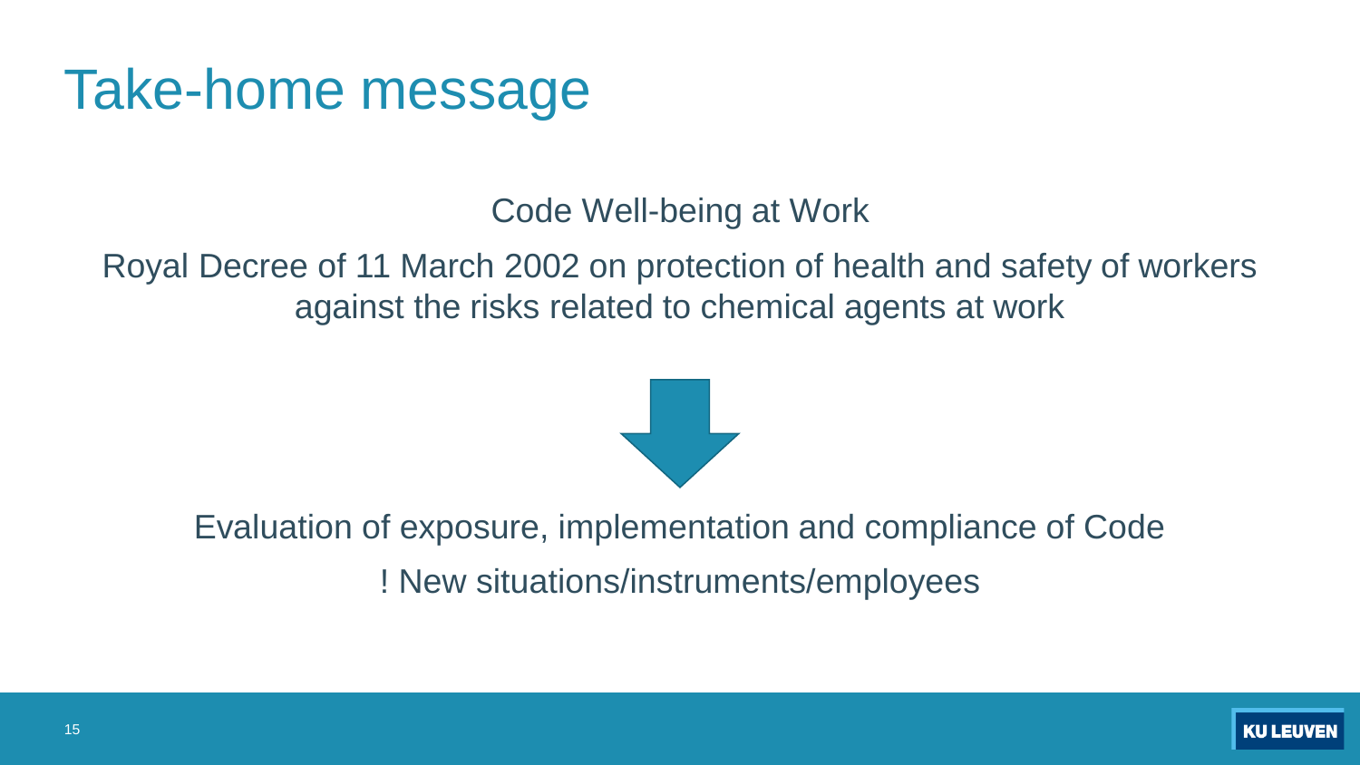# Take-home message

Code Well-being at Work

Royal Decree of 11 March 2002 on protection of health and safety of workers against the risks related to chemical agents at work

↓

Evaluation of exposure, implementation and compliance of Code

! New situations/instruments/employees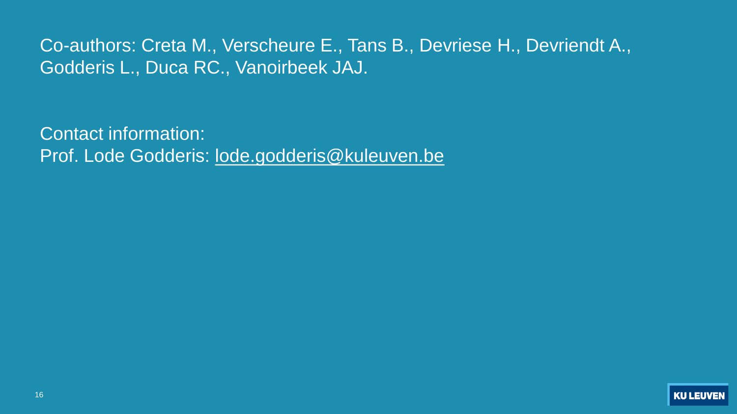Co-authors: Creta M., Verscheure E., Tans B., Devriese H., Devriendt A., Godderis L., Duca RC., Vanoirbeek JAJ.

Contact information:
Prof. Lode Godderis: lode.godderis@kuleuven.be

KU LEUVEN